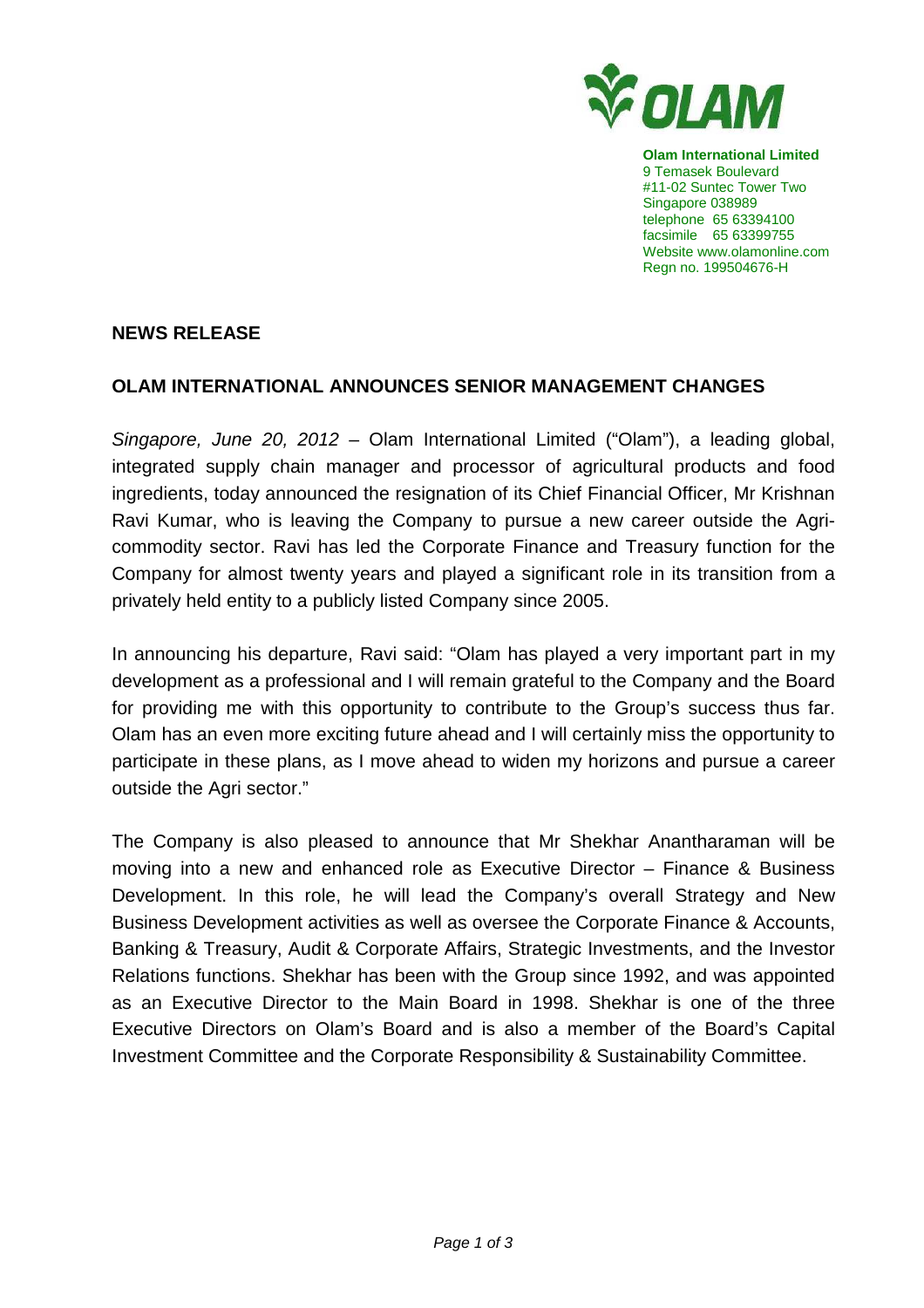**Olam International Limited**
9 Temasek Boulevard
#11-02 Suntec Tower Two
Singapore 038989
telephone 65 63394100
facsimile 65 63399755
Website www.olamonline.com
Regn no. 199504676-H

**NEWS RELEASE**

## OLAM INTERNATIONAL ANNOUNCES SENIOR MANAGEMENT CHANGES

*Singapore, June 20, 2012* – Olam International Limited ("Olam"), a leading global, integrated supply chain manager and processor of agricultural products and food ingredients, today announced the resignation of its Chief Financial Officer, Mr Krishnan Ravi Kumar, who is leaving the Company to pursue a new career outside the Agri-commodity sector. Ravi has led the Corporate Finance and Treasury function for the Company for almost twenty years and played a significant role in its transition from a privately held entity to a publicly listed Company since 2005.

In announcing his departure, Ravi said: "Olam has played a very important part in my development as a professional and I will remain grateful to the Company and the Board for providing me with this opportunity to contribute to the Group's success thus far. Olam has an even more exciting future ahead and I will certainly miss the opportunity to participate in these plans, as I move ahead to widen my horizons and pursue a career outside the Agri sector."

The Company is also pleased to announce that Mr Shekhar Anantharaman will be moving into a new and enhanced role as Executive Director – Finance & Business Development. In this role, he will lead the Company's overall Strategy and New Business Development activities as well as oversee the Corporate Finance & Accounts, Banking & Treasury, Audit & Corporate Affairs, Strategic Investments, and the Investor Relations functions. Shekhar has been with the Group since 1992, and was appointed as an Executive Director to the Main Board in 1998. Shekhar is one of the three Executive Directors on Olam's Board and is also a member of the Board's Capital Investment Committee and the Corporate Responsibility & Sustainability Committee.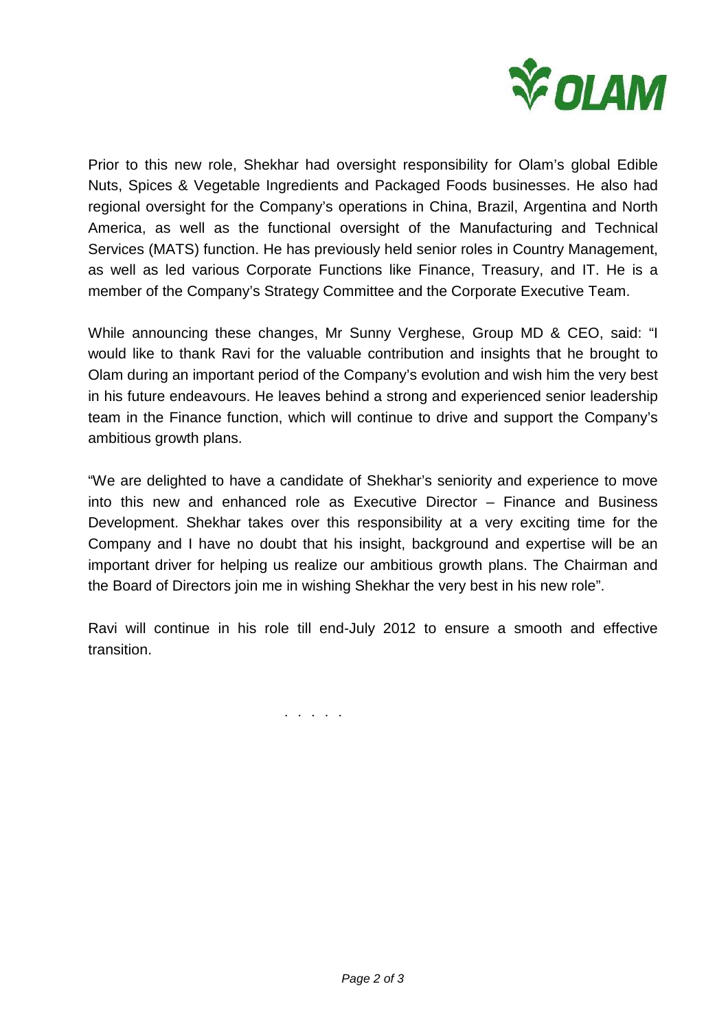Prior to this new role, Shekhar had oversight responsibility for Olam's global Edible Nuts, Spices & Vegetable Ingredients and Packaged Foods businesses. He also had regional oversight for the Company's operations in China, Brazil, Argentina and North America, as well as the functional oversight of the Manufacturing and Technical Services (MATS) function. He has previously held senior roles in Country Management, as well as led various Corporate Functions like Finance, Treasury, and IT. He is a member of the Company's Strategy Committee and the Corporate Executive Team.

While announcing these changes, Mr Sunny Verghese, Group MD & CEO, said: "I would like to thank Ravi for the valuable contribution and insights that he brought to Olam during an important period of the Company's evolution and wish him the very best in his future endeavours. He leaves behind a strong and experienced senior leadership team in the Finance function, which will continue to drive and support the Company's ambitious growth plans.

"We are delighted to have a candidate of Shekhar's seniority and experience to move into this new and enhanced role as Executive Director – Finance and Business Development. Shekhar takes over this responsibility at a very exciting time for the Company and I have no doubt that his insight, background and expertise will be an important driver for helping us realize our ambitious growth plans. The Chairman and the Board of Directors join me in wishing Shekhar the very best in his new role".

Ravi will continue in his role till end-July 2012 to ensure a smooth and effective transition.

. . . . .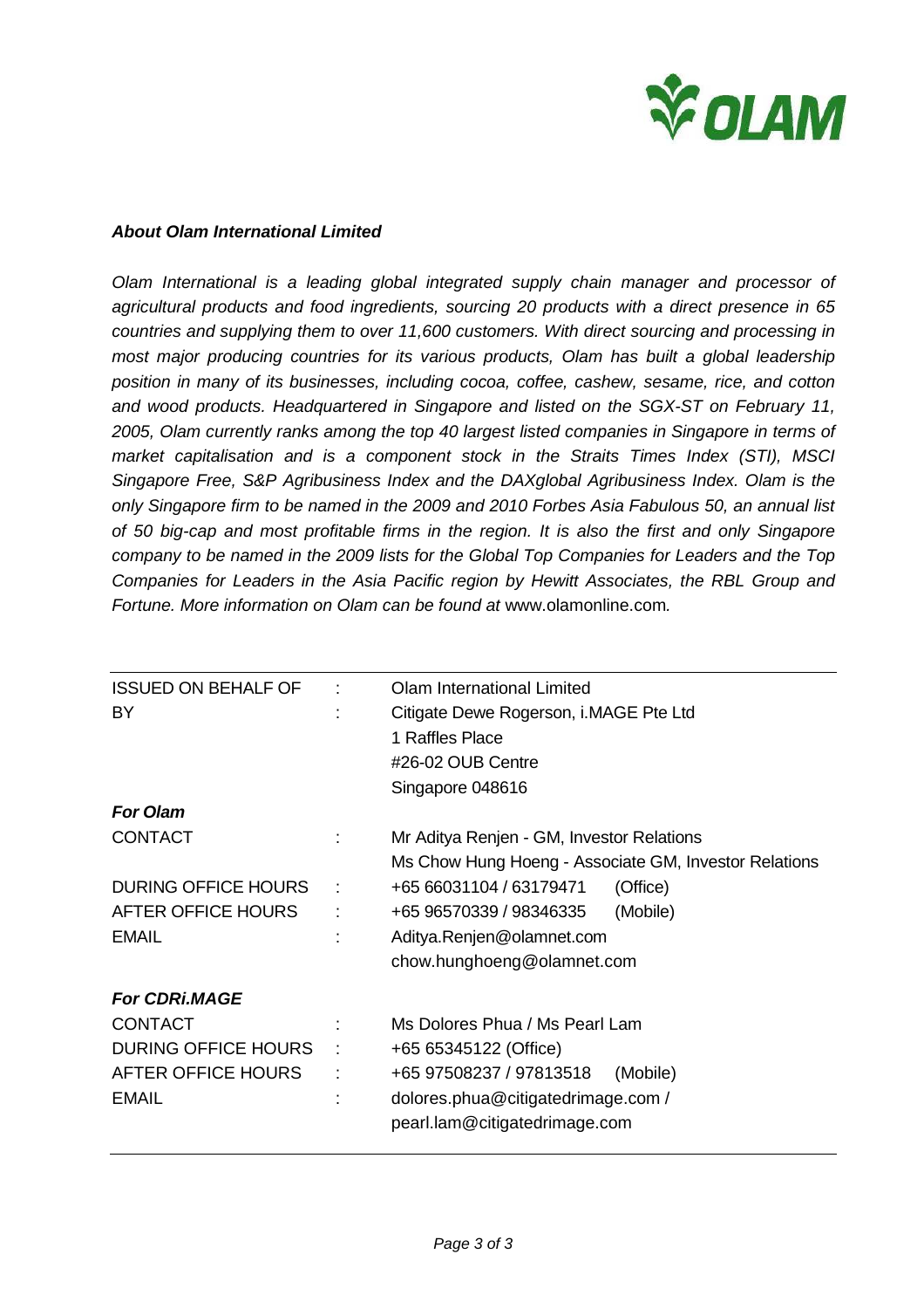### *About Olam International Limited*

*Olam International is a leading global integrated supply chain manager and processor of agricultural products and food ingredients, sourcing 20 products with a direct presence in 65 countries and supplying them to over 11,600 customers. With direct sourcing and processing in most major producing countries for its various products, Olam has built a global leadership position in many of its businesses, including cocoa, coffee, cashew, sesame, rice, and cotton and wood products. Headquartered in Singapore and listed on the SGX-ST on February 11, 2005, Olam currently ranks among the top 40 largest listed companies in Singapore in terms of market capitalisation and is a component stock in the Straits Times Index (STI), MSCI Singapore Free, S&P Agribusiness Index and the DAXglobal Agribusiness Index. Olam is the only Singapore firm to be named in the 2009 and 2010 Forbes Asia Fabulous 50, an annual list of 50 big-cap and most profitable firms in the region. It is also the first and only Singapore company to be named in the 2009 lists for the Global Top Companies for Leaders and the Top Companies for Leaders in the Asia Pacific region by Hewitt Associates, the RBL Group and Fortune. More information on Olam can be found at* www.olamonline.com*.*

| | | |
|---|---|---|
| ISSUED ON BEHALF OF | : | Olam International Limited |
| BY | : | Citigate Dewe Rogerson, i.MAGE Pte Ltd<br>1 Raffles Place<br>#26-02 OUB Centre<br>Singapore 048616 |
| ***For Olam*** | | |
| CONTACT | : | Mr Aditya Renjen - GM, Investor Relations<br>Ms Chow Hung Hoeng - Associate GM, Investor Relations |
| DURING OFFICE HOURS | : | +65 66031104 / 63179471 (Office) |
| AFTER OFFICE HOURS | : | +65 96570339 / 98346335 (Mobile) |
| EMAIL | : | Aditya.Renjen@olamnet.com<br>chow.hunghoeng@olamnet.com |
| ***For CDRi.MAGE*** | | |
| CONTACT | : | Ms Dolores Phua / Ms Pearl Lam |
| DURING OFFICE HOURS | : | +65 65345122 (Office) |
| AFTER OFFICE HOURS | : | +65 97508237 / 97813518 (Mobile) |
| EMAIL | : | dolores.phua@citigatedrimage.com /<br>pearl.lam@citigatedrimage.com |